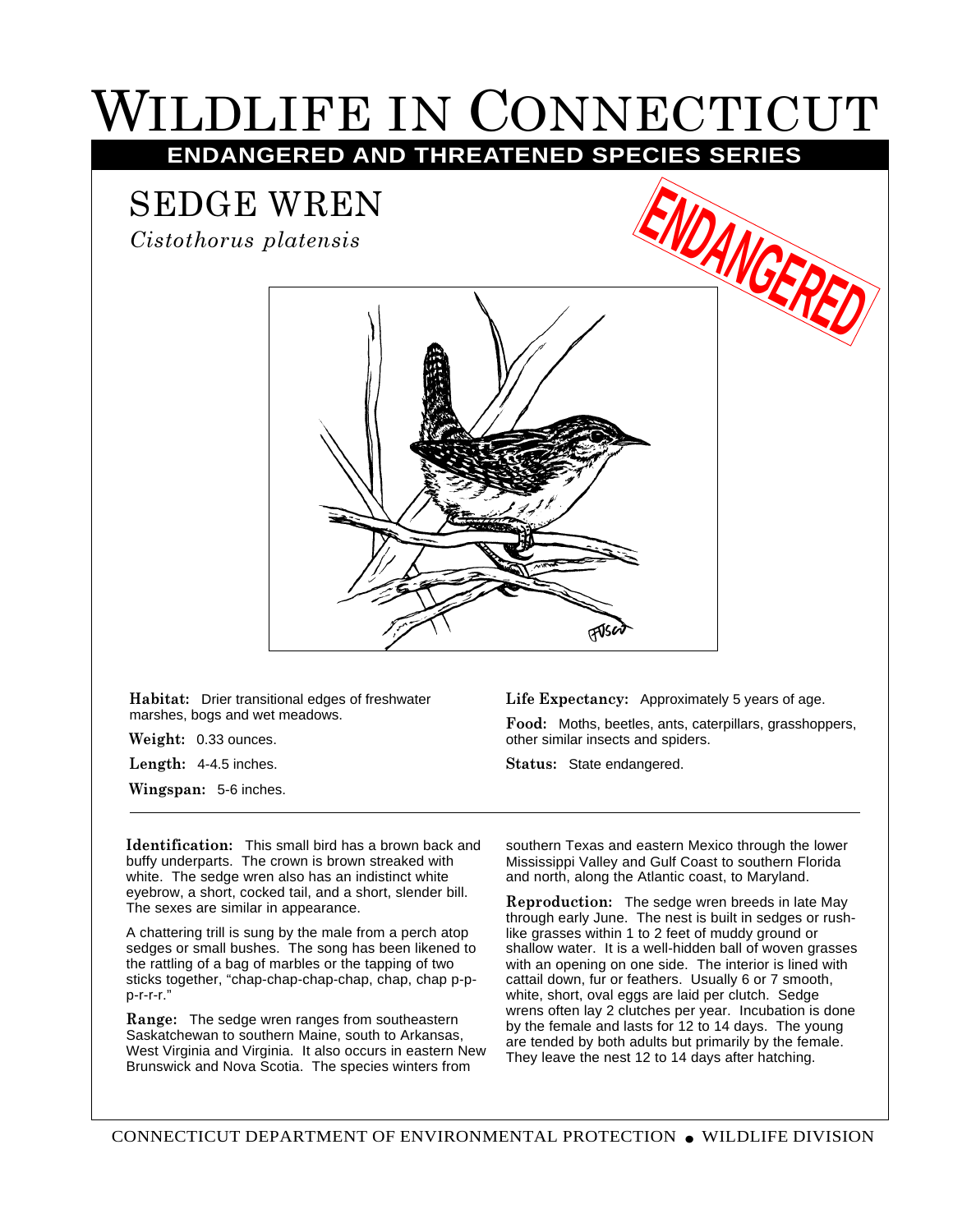# Wildlife in Connecticut

**ENDANGERED AND THREATENED SPECIES SERIES**

## SEDGE WREN

*Cistothorus platensis*

ENDANGERED

**Habitat:** Drier transitional edges of freshwater marshes, bogs and wet meadows.

**Weight:** 0.33 ounces.

**Length:** 4-4.5 inches.

**Wingspan:** 5-6 inches.

**Life Expectancy:** Approximately 5 years of age.

**Food:** Moths, beetles, ants, caterpillars, grasshoppers, other similar insects and spiders.

**Status:** State endangered.

---

**Identification:** This small bird has a brown back and buffy underparts. The crown is brown streaked with white. The sedge wren also has an indistinct white eyebrow, a short, cocked tail, and a short, slender bill. The sexes are similar in appearance.

A chattering trill is sung by the male from a perch atop sedges or small bushes. The song has been likened to the rattling of a bag of marbles or the tapping of two sticks together, "chap-chap-chap-chap, chap, chap p-p-p-r-r-r."

**Range:** The sedge wren ranges from southeastern Saskatchewan to southern Maine, south to Arkansas, West Virginia and Virginia. It also occurs in eastern New Brunswick and Nova Scotia. The species winters from southern Texas and eastern Mexico through the lower Mississippi Valley and Gulf Coast to southern Florida and north, along the Atlantic coast, to Maryland.

**Reproduction:** The sedge wren breeds in late May through early June. The nest is built in sedges or rush-like grasses within 1 to 2 feet of muddy ground or shallow water. It is a well-hidden ball of woven grasses with an opening on one side. The interior is lined with cattail down, fur or feathers. Usually 6 or 7 smooth, white, short, oval eggs are laid per clutch. Sedge wrens often lay 2 clutches per year. Incubation is done by the female and lasts for 12 to 14 days. The young are tended by both adults but primarily by the female. They leave the nest 12 to 14 days after hatching.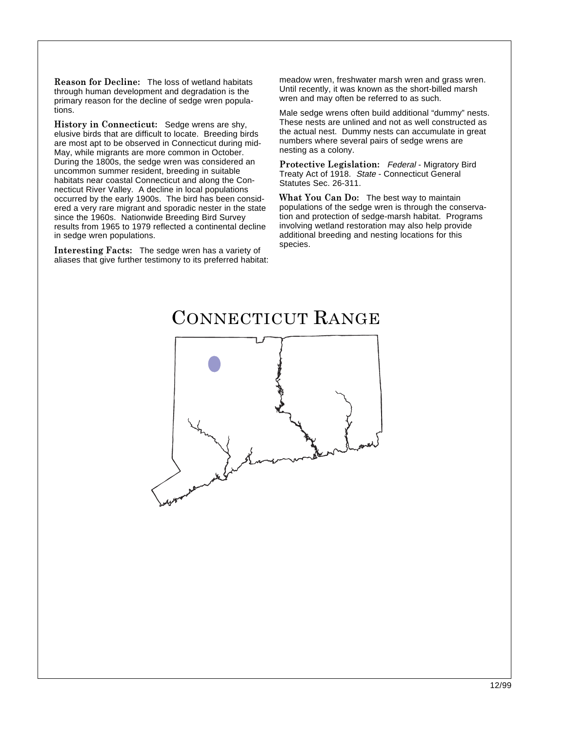**Reason for Decline:** The loss of wetland habitats through human development and degradation is the primary reason for the decline of sedge wren populations.

**History in Connecticut:** Sedge wrens are shy, elusive birds that are difficult to locate. Breeding birds are most apt to be observed in Connecticut during mid-May, while migrants are more common in October. During the 1800s, the sedge wren was considered an uncommon summer resident, breeding in suitable habitats near coastal Connecticut and along the Connecticut River Valley. A decline in local populations occurred by the early 1900s. The bird has been considered a very rare migrant and sporadic nester in the state since the 1960s. Nationwide Breeding Bird Survey results from 1965 to 1979 reflected a continental decline in sedge wren populations.

**Interesting Facts:** The sedge wren has a variety of aliases that give further testimony to its preferred habitat: meadow wren, freshwater marsh wren and grass wren. Until recently, it was known as the short-billed marsh wren and may often be referred to as such.

Male sedge wrens often build additional "dummy" nests. These nests are unlined and not as well constructed as the actual nest. Dummy nests can accumulate in great numbers where several pairs of sedge wrens are nesting as a colony.

**Protective Legislation:** *Federal* - Migratory Bird Treaty Act of 1918. *State* - Connecticut General Statutes Sec. 26-311.

**What You Can Do:** The best way to maintain populations of the sedge wren is through the conservation and protection of sedge-marsh habitat. Programs involving wetland restoration may also help provide additional breeding and nesting locations for this species.

## Connecticut Range

12/99